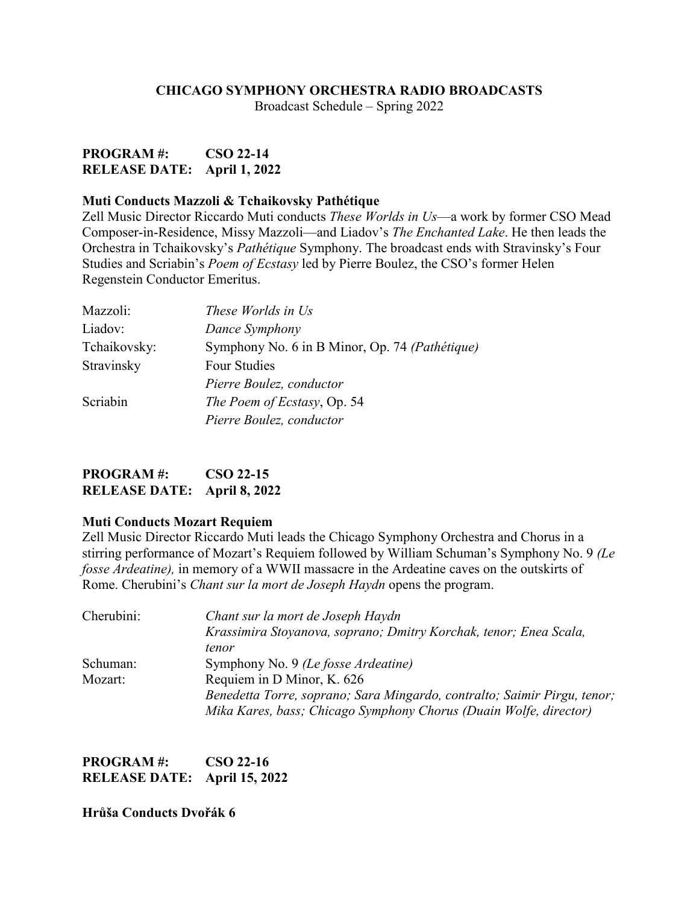# CHICAGO SYMPHONY ORCHESTRA RADIO BROADCASTS

Broadcast Schedule – Spring 2022

**PROGRAM #: CSO 22-14**
**RELEASE DATE: April 1, 2022**

### Muti Conducts Mazzoli & Tchaikovsky Pathétique

Zell Music Director Riccardo Muti conducts *These Worlds in Us*—a work by former CSO Mead Composer-in-Residence, Missy Mazzoli—and Liadov's *The Enchanted Lake*. He then leads the Orchestra in Tchaikovsky's *Pathétique* Symphony. The broadcast ends with Stravinsky's Four Studies and Scriabin's *Poem of Ecstasy* led by Pierre Boulez, the CSO's former Helen Regenstein Conductor Emeritus.

| | |
|---|---|
| Mazzoli: | *These Worlds in Us* |
| Liadov: | *Dance Symphony* |
| Tchaikovsky: | Symphony No. 6 in B Minor, Op. 74 *(Pathétique)* |
| Stravinsky | Four Studies<br>*Pierre Boulez, conductor* |
| Scriabin | *The Poem of Ecstasy*, Op. 54<br>*Pierre Boulez, conductor* |

**PROGRAM #: CSO 22-15**
**RELEASE DATE: April 8, 2022**

### Muti Conducts Mozart Requiem

Zell Music Director Riccardo Muti leads the Chicago Symphony Orchestra and Chorus in a stirring performance of Mozart's Requiem followed by William Schuman's Symphony No. 9 *(Le fosse Ardeatine),* in memory of a WWII massacre in the Ardeatine caves on the outskirts of Rome. Cherubini's *Chant sur la mort de Joseph Haydn* opens the program.

| | |
|---|---|
| Cherubini: | *Chant sur la mort de Joseph Haydn*<br>*Krassimira Stoyanova, soprano; Dmitry Korchak, tenor; Enea Scala, tenor* |
| Schuman: | Symphony No. 9 *(Le fosse Ardeatine)* |
| Mozart: | Requiem in D Minor, K. 626<br>*Benedetta Torre, soprano; Sara Mingardo, contralto; Saimir Pirgu, tenor; Mika Kares, bass; Chicago Symphony Chorus (Duain Wolfe, director)* |

**PROGRAM #: CSO 22-16**
**RELEASE DATE: April 15, 2022**

### Hrůša Conducts Dvořák 6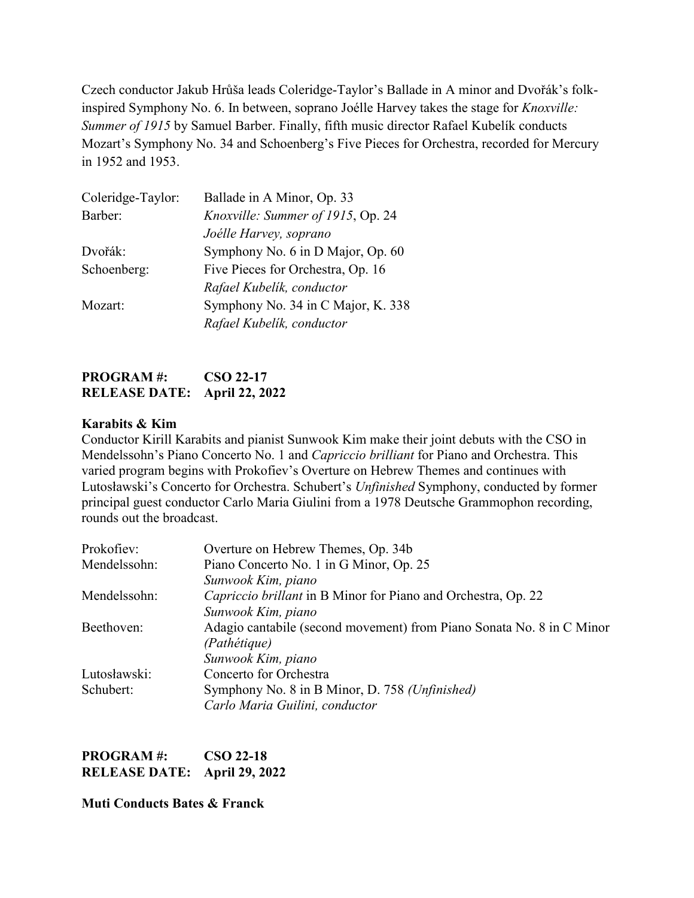Czech conductor Jakub Hrůša leads Coleridge-Taylor's Ballade in A minor and Dvořák's folk-inspired Symphony No. 6. In between, soprano Joélle Harvey takes the stage for *Knoxville: Summer of 1915* by Samuel Barber. Finally, fifth music director Rafael Kubelík conducts Mozart's Symphony No. 34 and Schoenberg's Five Pieces for Orchestra, recorded for Mercury in 1952 and 1953.

| | |
|---|---|
| Coleridge-Taylor: | Ballade in A Minor, Op. 33 |
| Barber: | *Knoxville: Summer of 1915*, Op. 24 |
| | *Joélle Harvey, soprano* |
| Dvořák: | Symphony No. 6 in D Major, Op. 60 |
| Schoenberg: | Five Pieces for Orchestra, Op. 16 |
| | *Rafael Kubelík, conductor* |
| Mozart: | Symphony No. 34 in C Major, K. 338 |
| | *Rafael Kubelík, conductor* |

**PROGRAM #: CSO 22-17**
**RELEASE DATE: April 22, 2022**

**Karabits & Kim**

Conductor Kirill Karabits and pianist Sunwook Kim make their joint debuts with the CSO in Mendelssohn's Piano Concerto No. 1 and *Capriccio brilliant* for Piano and Orchestra. This varied program begins with Prokofiev's Overture on Hebrew Themes and continues with Lutosławski's Concerto for Orchestra. Schubert's *Unfinished* Symphony, conducted by former principal guest conductor Carlo Maria Giulini from a 1978 Deutsche Grammophon recording, rounds out the broadcast.

| | |
|---|---|
| Prokofiev: | Overture on Hebrew Themes, Op. 34b |
| Mendelssohn: | Piano Concerto No. 1 in G Minor, Op. 25 |
| | *Sunwook Kim, piano* |
| Mendelssohn: | *Capriccio brillant* in B Minor for Piano and Orchestra, Op. 22 |
| | *Sunwook Kim, piano* |
| Beethoven: | Adagio cantabile (second movement) from Piano Sonata No. 8 in C Minor *(Pathétique)* |
| | *Sunwook Kim, piano* |
| Lutosławski: | Concerto for Orchestra |
| Schubert: | Symphony No. 8 in B Minor, D. 758 *(Unfinished)* |
| | *Carlo Maria Guilini, conductor* |

**PROGRAM #: CSO 22-18**
**RELEASE DATE: April 29, 2022**

**Muti Conducts Bates & Franck**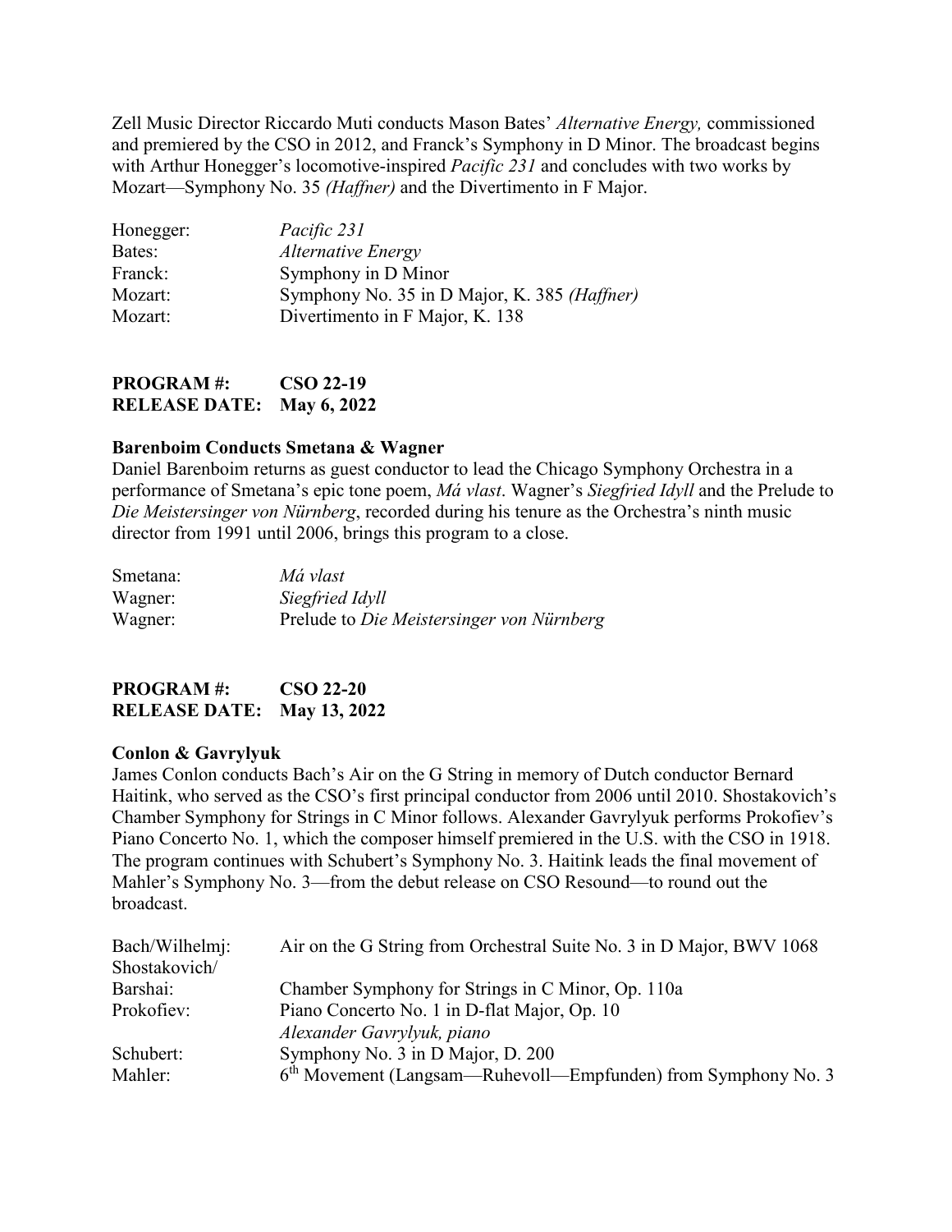Zell Music Director Riccardo Muti conducts Mason Bates' *Alternative Energy,* commissioned and premiered by the CSO in 2012, and Franck's Symphony in D Minor. The broadcast begins with Arthur Honegger's locomotive-inspired *Pacific 231* and concludes with two works by Mozart—Symphony No. 35 *(Haffner)* and the Divertimento in F Major.

| | |
|---|---|
| Honegger: | *Pacific 231* |
| Bates: | *Alternative Energy* |
| Franck: | Symphony in D Minor |
| Mozart: | Symphony No. 35 in D Major, K. 385 *(Haffner)* |
| Mozart: | Divertimento in F Major, K. 138 |

**PROGRAM #: CSO 22-19**
**RELEASE DATE: May 6, 2022**

### Barenboim Conducts Smetana & Wagner

Daniel Barenboim returns as guest conductor to lead the Chicago Symphony Orchestra in a performance of Smetana's epic tone poem, *Má vlast*. Wagner's *Siegfried Idyll* and the Prelude to *Die Meistersinger von Nürnberg*, recorded during his tenure as the Orchestra's ninth music director from 1991 until 2006, brings this program to a close.

| | |
|---|---|
| Smetana: | *Má vlast* |
| Wagner: | *Siegfried Idyll* |
| Wagner: | Prelude to *Die Meistersinger von Nürnberg* |

**PROGRAM #: CSO 22-20**
**RELEASE DATE: May 13, 2022**

### Conlon & Gavrylyuk

James Conlon conducts Bach's Air on the G String in memory of Dutch conductor Bernard Haitink, who served as the CSO's first principal conductor from 2006 until 2010. Shostakovich's Chamber Symphony for Strings in C Minor follows. Alexander Gavrylyuk performs Prokofiev's Piano Concerto No. 1, which the composer himself premiered in the U.S. with the CSO in 1918. The program continues with Schubert's Symphony No. 3. Haitink leads the final movement of Mahler's Symphony No. 3—from the debut release on CSO Resound—to round out the broadcast.

| | |
|---|---|
| Bach/Wilhelmj: | Air on the G String from Orchestral Suite No. 3 in D Major, BWV 1068 |
| Shostakovich/Barshai: | Chamber Symphony for Strings in C Minor, Op. 110a |
| Prokofiev: | Piano Concerto No. 1 in D-flat Major, Op. 10<br>*Alexander Gavrylyuk, piano* |
| Schubert: | Symphony No. 3 in D Major, D. 200 |
| Mahler: | 6th Movement (Langsam—Ruhevoll—Empfunden) from Symphony No. 3 |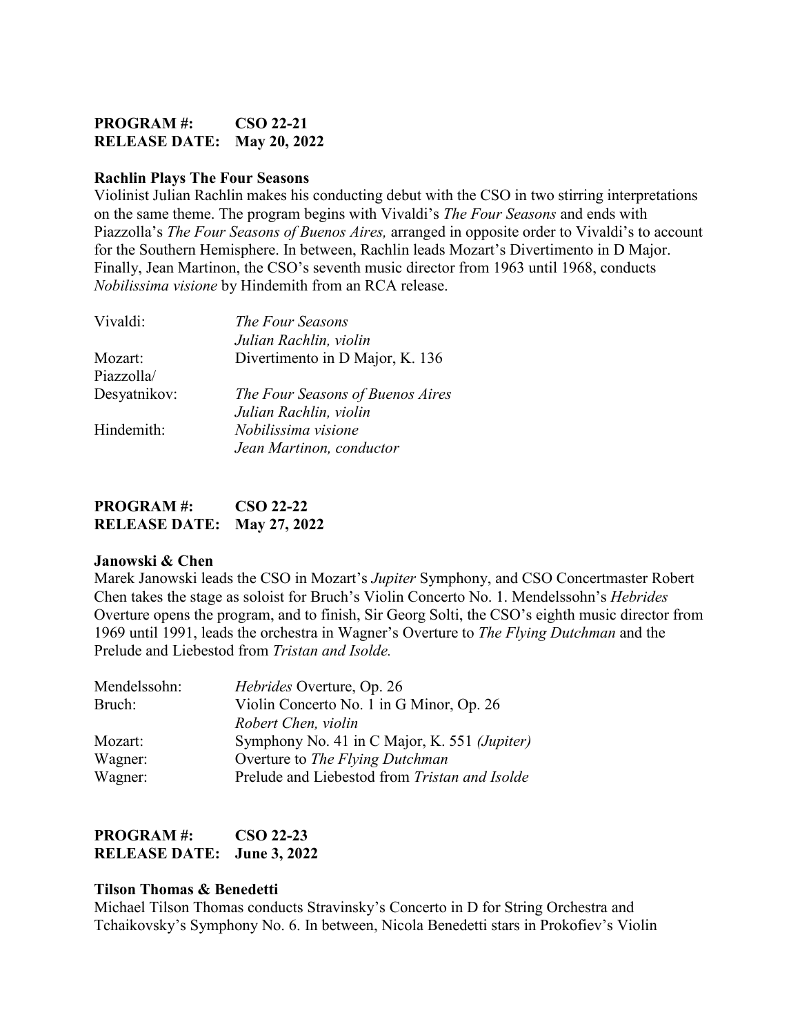**PROGRAM #: CSO 22-21**
**RELEASE DATE: May 20, 2022**

**Rachlin Plays The Four Seasons**

Violinist Julian Rachlin makes his conducting debut with the CSO in two stirring interpretations on the same theme. The program begins with Vivaldi's *The Four Seasons* and ends with Piazzolla's *The Four Seasons of Buenos Aires,* arranged in opposite order to Vivaldi's to account for the Southern Hemisphere. In between, Rachlin leads Mozart's Divertimento in D Major. Finally, Jean Martinon, the CSO's seventh music director from 1963 until 1968, conducts *Nobilissima visione* by Hindemith from an RCA release.

| | |
|---|---|
| Vivaldi: | *The Four Seasons* |
| | *Julian Rachlin, violin* |
| Mozart: | Divertimento in D Major, K. 136 |
| Piazzolla/ Desyatnikov: | *The Four Seasons of Buenos Aires* |
| | *Julian Rachlin, violin* |
| Hindemith: | *Nobilissima visione* |
| | *Jean Martinon, conductor* |

**PROGRAM #: CSO 22-22**
**RELEASE DATE: May 27, 2022**

**Janowski & Chen**

Marek Janowski leads the CSO in Mozart's *Jupiter* Symphony, and CSO Concertmaster Robert Chen takes the stage as soloist for Bruch's Violin Concerto No. 1. Mendelssohn's *Hebrides* Overture opens the program, and to finish, Sir Georg Solti, the CSO's eighth music director from 1969 until 1991, leads the orchestra in Wagner's Overture to *The Flying Dutchman* and the Prelude and Liebestod from *Tristan and Isolde.*

| | |
|---|---|
| Mendelssohn: | *Hebrides* Overture, Op. 26 |
| Bruch: | Violin Concerto No. 1 in G Minor, Op. 26 |
| | *Robert Chen, violin* |
| Mozart: | Symphony No. 41 in C Major, K. 551 *(Jupiter)* |
| Wagner: | Overture to *The Flying Dutchman* |
| Wagner: | Prelude and Liebestod from *Tristan and Isolde* |

**PROGRAM #: CSO 22-23**
**RELEASE DATE: June 3, 2022**

**Tilson Thomas & Benedetti**

Michael Tilson Thomas conducts Stravinsky's Concerto in D for String Orchestra and Tchaikovsky's Symphony No. 6. In between, Nicola Benedetti stars in Prokofiev's Violin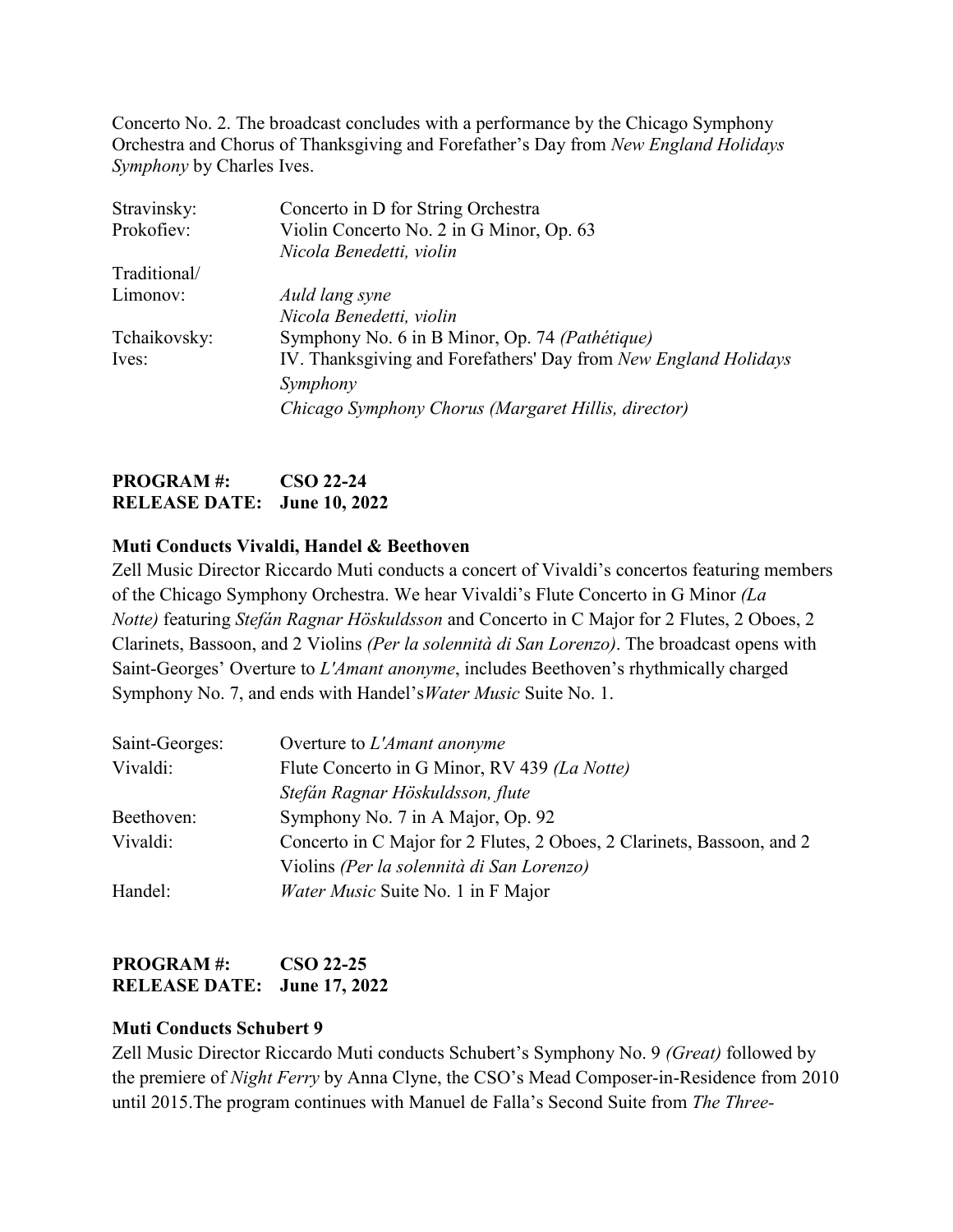Concerto No. 2. The broadcast concludes with a performance by the Chicago Symphony Orchestra and Chorus of Thanksgiving and Forefather's Day from *New England Holidays Symphony* by Charles Ives.

| | |
|---|---|
| Stravinsky: | Concerto in D for String Orchestra |
| Prokofiev: | Violin Concerto No. 2 in G Minor, Op. 63<br>*Nicola Benedetti, violin* |
| Traditional/<br>Limonov: | *Auld lang syne*<br>*Nicola Benedetti, violin* |
| Tchaikovsky: | Symphony No. 6 in B Minor, Op. 74 *(Pathétique)* |
| Ives: | IV. Thanksgiving and Forefathers' Day from *New England Holidays Symphony*<br>*Chicago Symphony Chorus (Margaret Hillis, director)* |

**PROGRAM #: CSO 22-24**
**RELEASE DATE: June 10, 2022**

**Muti Conducts Vivaldi, Handel & Beethoven**

Zell Music Director Riccardo Muti conducts a concert of Vivaldi's concertos featuring members of the Chicago Symphony Orchestra. We hear Vivaldi's Flute Concerto in G Minor *(La Notte)* featuring *Stefán Ragnar Höskuldsson* and Concerto in C Major for 2 Flutes, 2 Oboes, 2 Clarinets, Bassoon, and 2 Violins *(Per la solennità di San Lorenzo)*. The broadcast opens with Saint-Georges' Overture to *L'Amant anonyme*, includes Beethoven's rhythmically charged Symphony No. 7, and ends with Handel's*Water Music* Suite No. 1.

| | |
|---|---|
| Saint-Georges: | Overture to *L'Amant anonyme* |
| Vivaldi: | Flute Concerto in G Minor, RV 439 *(La Notte)*<br>*Stefán Ragnar Höskuldsson, flute* |
| Beethoven: | Symphony No. 7 in A Major, Op. 92 |
| Vivaldi: | Concerto in C Major for 2 Flutes, 2 Oboes, 2 Clarinets, Bassoon, and 2 Violins *(Per la solennità di San Lorenzo)* |
| Handel: | *Water Music* Suite No. 1 in F Major |

**PROGRAM #: CSO 22-25**
**RELEASE DATE: June 17, 2022**

**Muti Conducts Schubert 9**

Zell Music Director Riccardo Muti conducts Schubert's Symphony No. 9 *(Great)* followed by the premiere of *Night Ferry* by Anna Clyne, the CSO's Mead Composer-in-Residence from 2010 until 2015.The program continues with Manuel de Falla's Second Suite from *The Three-*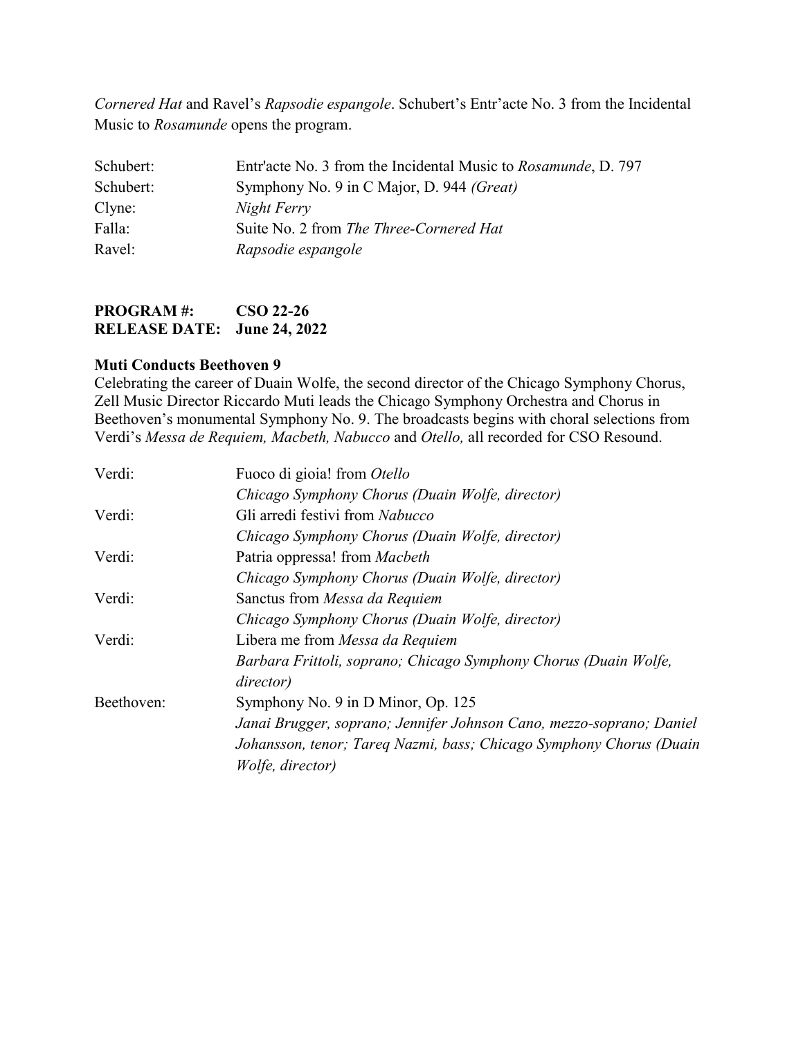*Cornered Hat* and Ravel's *Rapsodie espangole*. Schubert's Entr'acte No. 3 from the Incidental Music to *Rosamunde* opens the program.

| | |
|---|---|
| Schubert: | Entr'acte No. 3 from the Incidental Music to *Rosamunde*, D. 797 |
| Schubert: | Symphony No. 9 in C Major, D. 944 *(Great)* |
| Clyne: | *Night Ferry* |
| Falla: | Suite No. 2 from *The Three-Cornered Hat* |
| Ravel: | *Rapsodie espangole* |

**PROGRAM #: CSO 22-26**
**RELEASE DATE: June 24, 2022**

**Muti Conducts Beethoven 9**
Celebrating the career of Duain Wolfe, the second director of the Chicago Symphony Chorus, Zell Music Director Riccardo Muti leads the Chicago Symphony Orchestra and Chorus in Beethoven's monumental Symphony No. 9. The broadcasts begins with choral selections from Verdi's *Messa de Requiem, Macbeth, Nabucco* and *Otello,* all recorded for CSO Resound.

| | |
|---|---|
| Verdi: | Fuoco di gioia! from *Otello*<br>*Chicago Symphony Chorus (Duain Wolfe, director)* |
| Verdi: | Gli arredi festivi from *Nabucco*<br>*Chicago Symphony Chorus (Duain Wolfe, director)* |
| Verdi: | Patria oppressa! from *Macbeth*<br>*Chicago Symphony Chorus (Duain Wolfe, director)* |
| Verdi: | Sanctus from *Messa da Requiem*<br>*Chicago Symphony Chorus (Duain Wolfe, director)* |
| Verdi: | Libera me from *Messa da Requiem*<br>*Barbara Frittoli, soprano; Chicago Symphony Chorus (Duain Wolfe, director)* |
| Beethoven: | Symphony No. 9 in D Minor, Op. 125<br>*Janai Brugger, soprano; Jennifer Johnson Cano, mezzo-soprano; Daniel Johansson, tenor; Tareq Nazmi, bass; Chicago Symphony Chorus (Duain Wolfe, director)* |